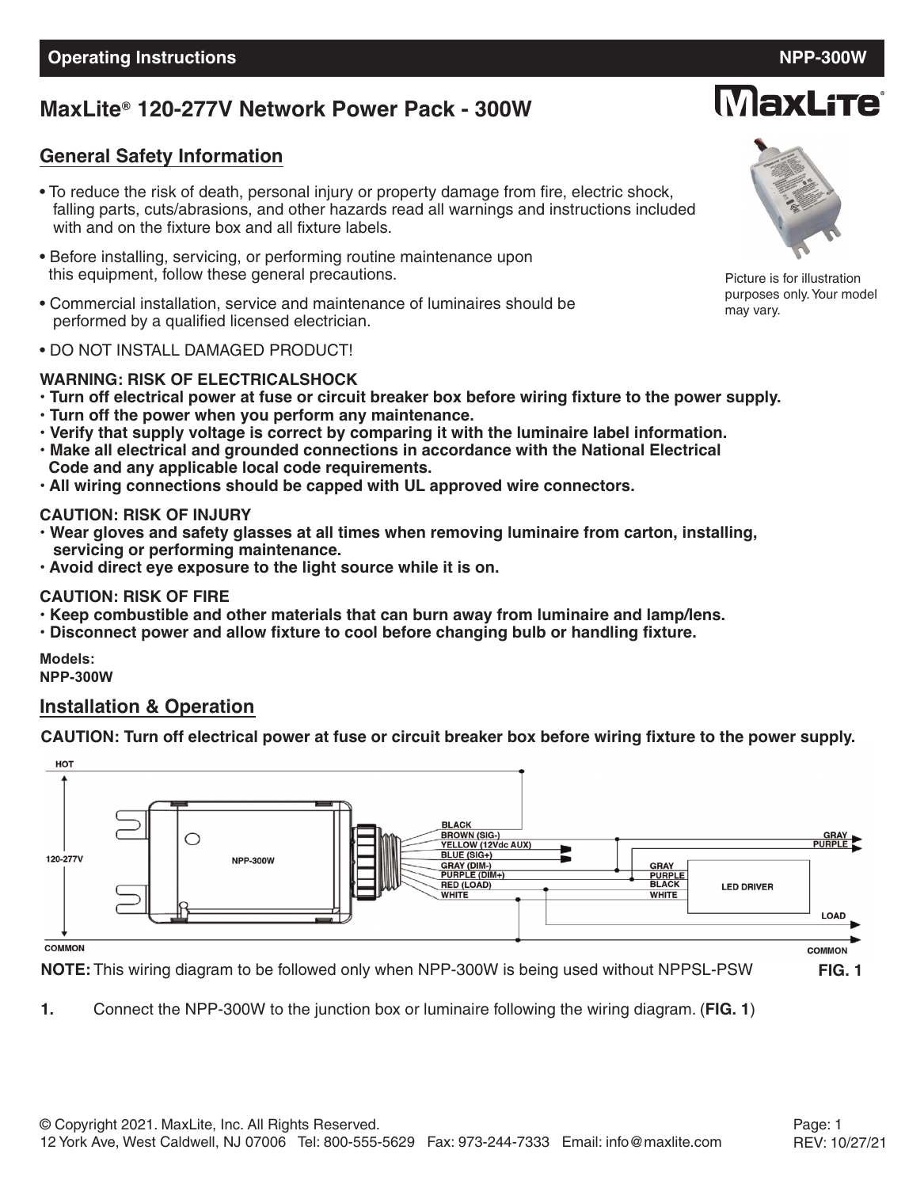## Operating Instructions NPP-300W

# MaxLite® 120-277V Network Power Pack - 300W

Picture is for illustration purposes only. Your model may vary.

## General Safety Information

- To reduce the risk of death, personal injury or property damage from fire, electric shock, falling parts, cuts/abrasions, and other hazards read all warnings and instructions included with and on the fixture box and all fixture labels.
- Before installing, servicing, or performing routine maintenance upon this equipment, follow these general precautions.
- Commercial installation, service and maintenance of luminaires should be performed by a qualified licensed electrician.
- DO NOT INSTALL DAMAGED PRODUCT!

**WARNING: RISK OF ELECTRICALSHOCK**

- **Turn off electrical power at fuse or circuit breaker box before wiring fixture to the power supply.**
- **Turn off the power when you perform any maintenance.**
- **Verify that supply voltage is correct by comparing it with the luminaire label information.**
- **Make all electrical and grounded connections in accordance with the National Electrical Code and any applicable local code requirements.**
- **All wiring connections should be capped with UL approved wire connectors.**

**CAUTION: RISK OF INJURY**

- **Wear gloves and safety glasses at all times when removing luminaire from carton, installing, servicing or performing maintenance.**
- **Avoid direct eye exposure to the light source while it is on.**

**CAUTION: RISK OF FIRE**

- **Keep combustible and other materials that can burn away from luminaire and lamp/lens.**
- **Disconnect power and allow fixture to cool before changing bulb or handling fixture.**

**Models:**
**NPP-300W**

## Installation & Operation

**CAUTION: Turn off electrical power at fuse or circuit breaker box before wiring fixture to the power supply.**

HOT
120-277V
NPP-300W
BLACK
BROWN (SIG-)
YELLOW (12Vdc AUX)
BLUE (SIG+)
GRAY (DIM-)
PURPLE (DIM+)
RED (LOAD)
WHITE
GRAY
PURPLE
BLACK
WHITE
LED DRIVER
GRAY
PURPLE
LOAD
COMMON
COMMON

**NOTE:** This wiring diagram to be followed only when NPP-300W is being used without NPPSL-PSW **FIG. 1**

**1.** Connect the NPP-300W to the junction box or luminaire following the wiring diagram. (**FIG. 1**)

© Copyright 2021. MaxLite, Inc. All Rights Reserved.
12 York Ave, West Caldwell, NJ 07006 Tel: 800-555-5629 Fax: 973-244-7333 Email: info@maxlite.com

REV: 10/27/21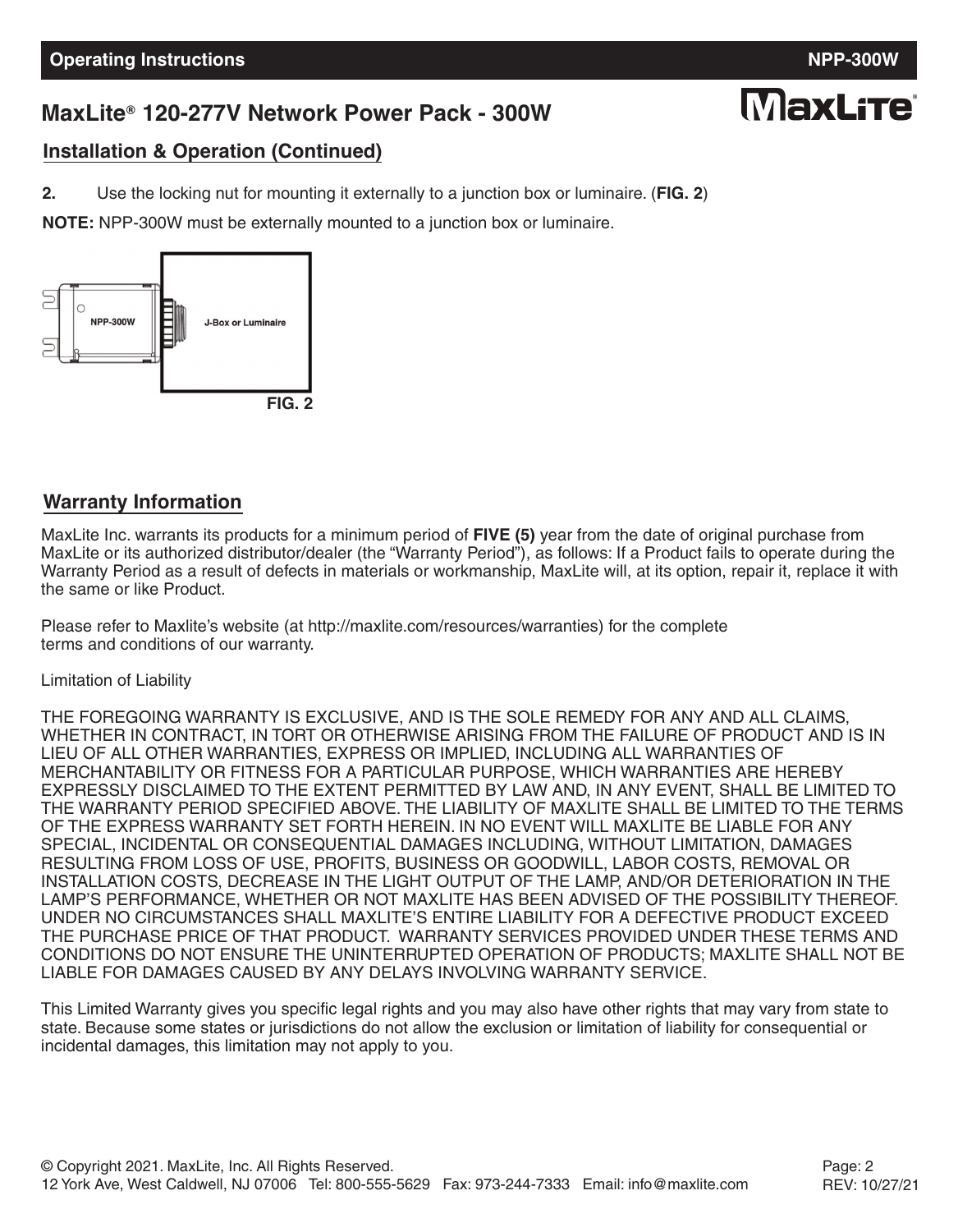# MaxLite® 120-277V Network Power Pack - 300W

## Installation & Operation (Continued)

**2.** Use the locking nut for mounting it externally to a junction box or luminaire. (**FIG. 2**)

**NOTE:** NPP-300W must be externally mounted to a junction box or luminaire.

NPP-300W

J-Box or Luminaire

**FIG. 2**

## Warranty Information

MaxLite Inc. warrants its products for a minimum period of **FIVE (5)** year from the date of original purchase from MaxLite or its authorized distributor/dealer (the "Warranty Period"), as follows: If a Product fails to operate during the Warranty Period as a result of defects in materials or workmanship, MaxLite will, at its option, repair it, replace it with the same or like Product.

Please refer to Maxlite's website (at http://maxlite.com/resources/warranties) for the complete terms and conditions of our warranty.

Limitation of Liability

THE FOREGOING WARRANTY IS EXCLUSIVE, AND IS THE SOLE REMEDY FOR ANY AND ALL CLAIMS, WHETHER IN CONTRACT, IN TORT OR OTHERWISE ARISING FROM THE FAILURE OF PRODUCT AND IS IN LIEU OF ALL OTHER WARRANTIES, EXPRESS OR IMPLIED, INCLUDING ALL WARRANTIES OF MERCHANTABILITY OR FITNESS FOR A PARTICULAR PURPOSE, WHICH WARRANTIES ARE HEREBY EXPRESSLY DISCLAIMED TO THE EXTENT PERMITTED BY LAW AND, IN ANY EVENT, SHALL BE LIMITED TO THE WARRANTY PERIOD SPECIFIED ABOVE. THE LIABILITY OF MAXLITE SHALL BE LIMITED TO THE TERMS OF THE EXPRESS WARRANTY SET FORTH HEREIN. IN NO EVENT WILL MAXLITE BE LIABLE FOR ANY SPECIAL, INCIDENTAL OR CONSEQUENTIAL DAMAGES INCLUDING, WITHOUT LIMITATION, DAMAGES RESULTING FROM LOSS OF USE, PROFITS, BUSINESS OR GOODWILL, LABOR COSTS, REMOVAL OR INSTALLATION COSTS, DECREASE IN THE LIGHT OUTPUT OF THE LAMP, AND/OR DETERIORATION IN THE LAMP'S PERFORMANCE, WHETHER OR NOT MAXLITE HAS BEEN ADVISED OF THE POSSIBILITY THEREOF. UNDER NO CIRCUMSTANCES SHALL MAXLITE'S ENTIRE LIABILITY FOR A DEFECTIVE PRODUCT EXCEED THE PURCHASE PRICE OF THAT PRODUCT. WARRANTY SERVICES PROVIDED UNDER THESE TERMS AND CONDITIONS DO NOT ENSURE THE UNINTERRUPTED OPERATION OF PRODUCTS; MAXLITE SHALL NOT BE LIABLE FOR DAMAGES CAUSED BY ANY DELAYS INVOLVING WARRANTY SERVICE.

This Limited Warranty gives you specific legal rights and you may also have other rights that may vary from state to state. Because some states or jurisdictions do not allow the exclusion or limitation of liability for consequential or incidental damages, this limitation may not apply to you.

© Copyright 2021. MaxLite, Inc. All Rights Reserved.
12 York Ave, West Caldwell, NJ 07006 Tel: 800-555-5629 Fax: 973-244-7333 Email: info@maxlite.com